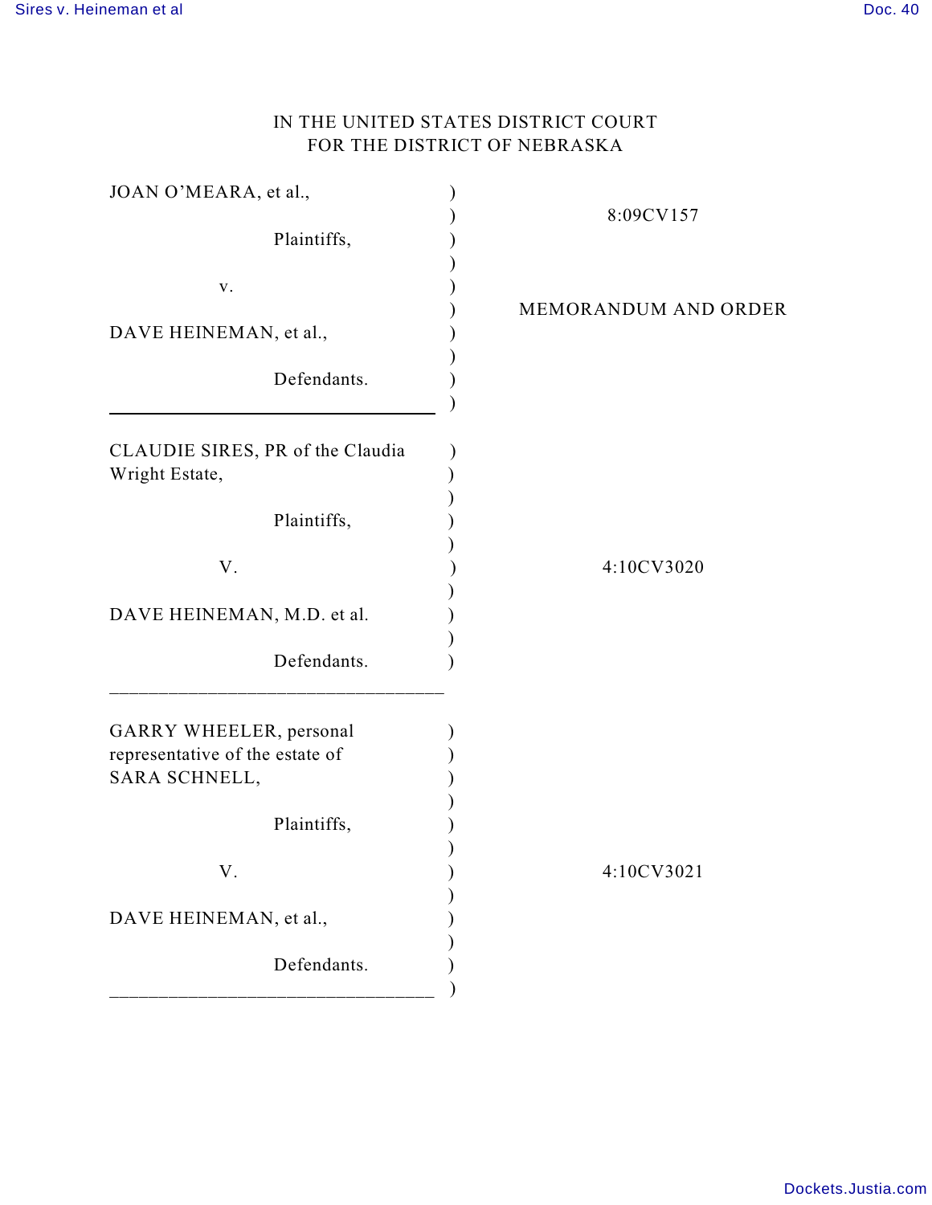IN THE UNITED STATES DISTRICT COURT
FOR THE DISTRICT OF NEBRASKA

| | | |
|---|---|---|
| JOAN O'MEARA, et al.,<br><br>Plaintiffs,<br><br>v.<br><br>DAVE HEINEMAN, et al.,<br><br>Defendants. | ) | 8:09CV157<br><br>MEMORANDUM AND ORDER |
| CLAUDIE SIRES, PR of the Claudia Wright Estate,<br><br>Plaintiffs,<br><br>V.<br><br>DAVE HEINEMAN, M.D. et al.<br><br>Defendants. | ) | 4:10CV3020 |
| GARRY WHEELER, personal representative of the estate of SARA SCHNELL,<br><br>Plaintiffs,<br><br>V.<br><br>DAVE HEINEMAN, et al.,<br><br>Defendants. | ) | 4:10CV3021 |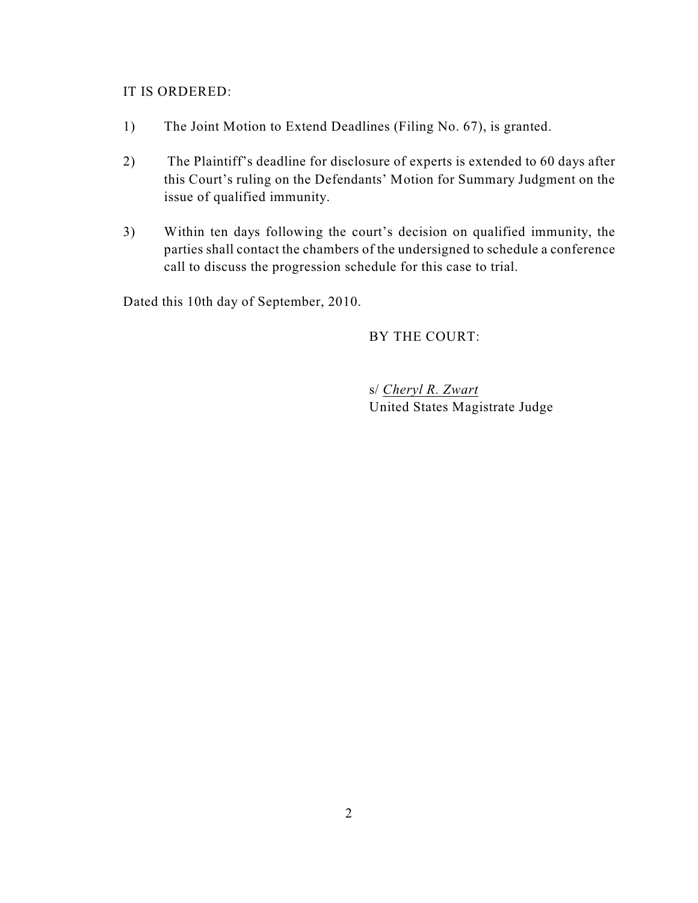IT IS ORDERED:

1) The Joint Motion to Extend Deadlines (Filing No. 67), is granted.

2) The Plaintiff's deadline for disclosure of experts is extended to 60 days after this Court's ruling on the Defendants' Motion for Summary Judgment on the issue of qualified immunity.

3) Within ten days following the court's decision on qualified immunity, the parties shall contact the chambers of the undersigned to schedule a conference call to discuss the progression schedule for this case to trial.

Dated this 10th day of September, 2010.

BY THE COURT:

s/ *Cheryl R. Zwart*
United States Magistrate Judge